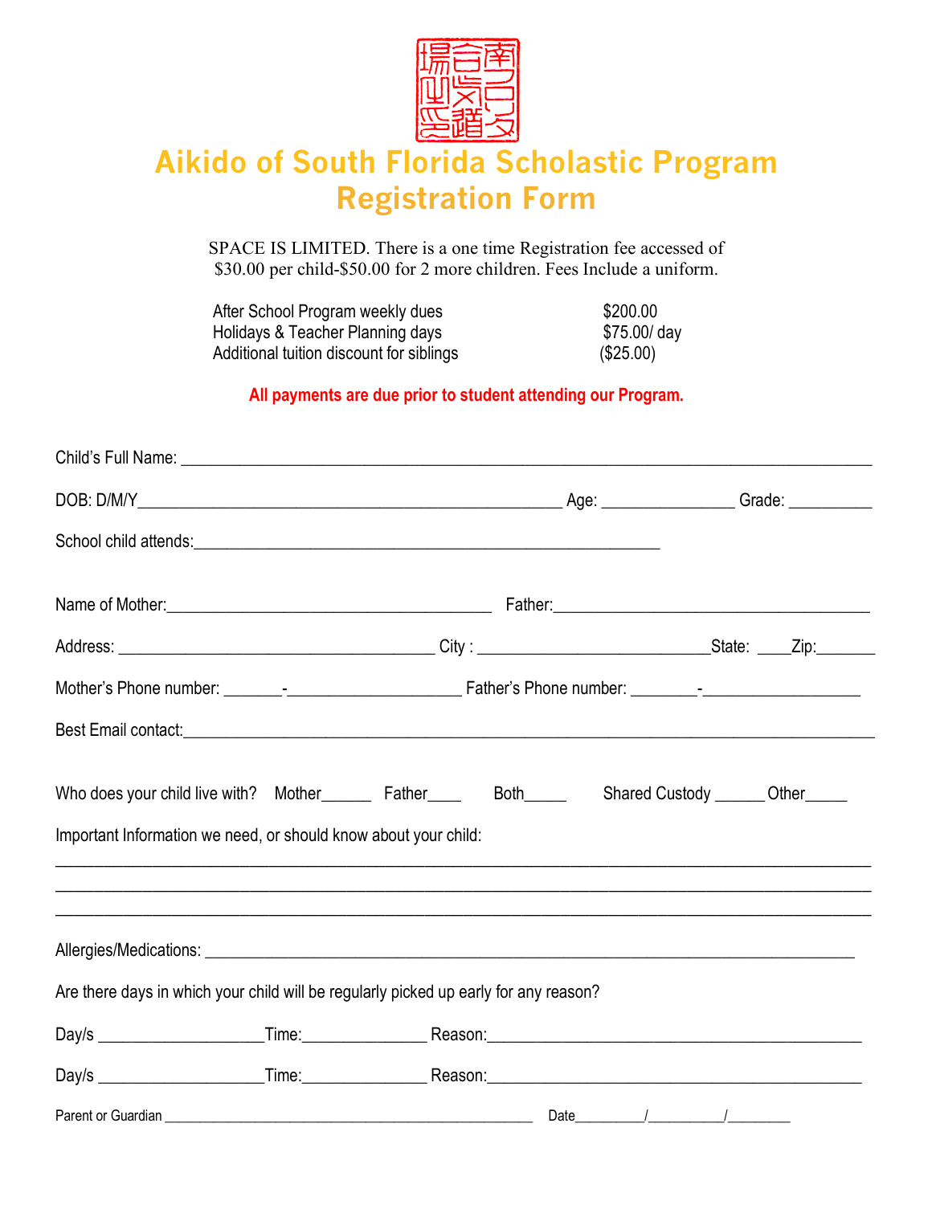# Aikido of South Florida Scholastic Program Registration Form

SPACE IS LIMITED. There is a one time Registration fee accessed of $30.00 per child-$50.00 for 2 more children. Fees Include a uniform.

| | |
|---|---|
| After School Program weekly dues | $200.00 |
| Holidays & Teacher Planning days | $75.00/ day |
| Additional tuition discount for siblings | ($25.00) |

**All payments are due prior to student attending our Program.**

Child's Full Name: ______________________________________________________________________________

DOB: D/M/Y________________________________________________ Age: _______________ Grade: __________

School child attends:_____________________________________________________

Name of Mother:____________________________________ Father:____________________________________

Address: ____________________________________ City : ___________________________State: ____Zip:_______

Mother's Phone number: _______-___________________ Father's Phone number: ________-__________________

Best Email contact:_____________________________________________________________________________

Who does your child live with? Mother______ Father____ Both_____ Shared Custody ______ Other_____

Important Information we need, or should know about your child:

______________________________________________________________________________________________

______________________________________________________________________________________________

______________________________________________________________________________________________

Allergies/Medications: __________________________________________________________________________

Are there days in which your child will be regularly picked up early for any reason?

Day/s ___________________Time:______________ Reason:__________________________________________

Day/s ___________________Time:______________ Reason:__________________________________________

Parent or Guardian ____________________________________________ Date_________/__________/________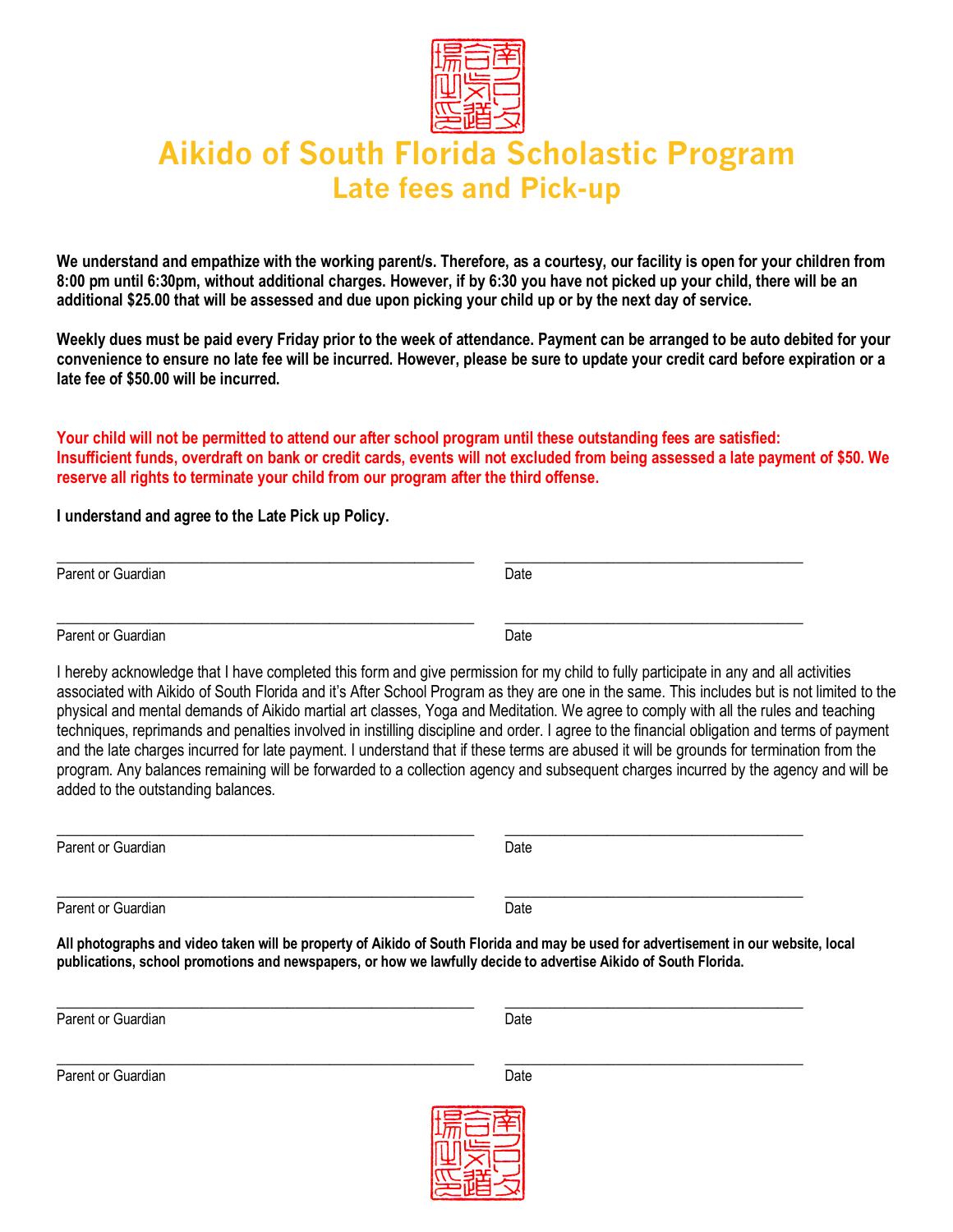# Aikido of South Florida Scholastic Program

## Late fees and Pick-up

**We understand and empathize with the working parent/s. Therefore, as a courtesy, our facility is open for your children from 8:00 pm until 6:30pm, without additional charges. However, if by 6:30 you have not picked up your child, there will be an additional $25.00 that will be assessed and due upon picking your child up or by the next day of service.**

**Weekly dues must be paid every Friday prior to the week of attendance. Payment can be arranged to be auto debited for your convenience to ensure no late fee will be incurred. However, please be sure to update your credit card before expiration or a late fee of $50.00 will be incurred.**

**Your child will not be permitted to attend our after school program until these outstanding fees are satisfied: Insufficient funds, overdraft on bank or credit cards, events will not excluded from being assessed a late payment of $50. We reserve all rights to terminate your child from our program after the third offense.**

**I understand and agree to the Late Pick up Policy.**

\_\_\_\_\_\_\_\_\_\_\_\_\_\_\_\_\_\_\_\_\_\_\_\_\_\_\_\_\_\_\_\_\_\_\_\_\_\_\_\_ \_\_\_\_\_\_\_\_\_\_\_\_\_\_\_\_\_\_\_\_\_\_\_\_\_\_\_\_\_\_

Parent or Guardian Date

\_\_\_\_\_\_\_\_\_\_\_\_\_\_\_\_\_\_\_\_\_\_\_\_\_\_\_\_\_\_\_\_\_\_\_\_\_\_\_\_ \_\_\_\_\_\_\_\_\_\_\_\_\_\_\_\_\_\_\_\_\_\_\_\_\_\_\_\_\_\_

Parent or Guardian Date

I hereby acknowledge that I have completed this form and give permission for my child to fully participate in any and all activities associated with Aikido of South Florida and it's After School Program as they are one in the same. This includes but is not limited to the physical and mental demands of Aikido martial art classes, Yoga and Meditation. We agree to comply with all the rules and teaching techniques, reprimands and penalties involved in instilling discipline and order. I agree to the financial obligation and terms of payment and the late charges incurred for late payment. I understand that if these terms are abused it will be grounds for termination from the program. Any balances remaining will be forwarded to a collection agency and subsequent charges incurred by the agency and will be added to the outstanding balances.

\_\_\_\_\_\_\_\_\_\_\_\_\_\_\_\_\_\_\_\_\_\_\_\_\_\_\_\_\_\_\_\_\_\_\_\_\_\_\_\_ \_\_\_\_\_\_\_\_\_\_\_\_\_\_\_\_\_\_\_\_\_\_\_\_\_\_\_\_\_\_

Parent or Guardian Date

\_\_\_\_\_\_\_\_\_\_\_\_\_\_\_\_\_\_\_\_\_\_\_\_\_\_\_\_\_\_\_\_\_\_\_\_\_\_\_\_ \_\_\_\_\_\_\_\_\_\_\_\_\_\_\_\_\_\_\_\_\_\_\_\_\_\_\_\_\_\_

Parent or Guardian Date

**All photographs and video taken will be property of Aikido of South Florida and may be used for advertisement in our website, local publications, school promotions and newspapers, or how we lawfully decide to advertise Aikido of South Florida.**

\_\_\_\_\_\_\_\_\_\_\_\_\_\_\_\_\_\_\_\_\_\_\_\_\_\_\_\_\_\_\_\_\_\_\_\_\_\_\_\_ \_\_\_\_\_\_\_\_\_\_\_\_\_\_\_\_\_\_\_\_\_\_\_\_\_\_\_\_\_\_

Parent or Guardian Date

\_\_\_\_\_\_\_\_\_\_\_\_\_\_\_\_\_\_\_\_\_\_\_\_\_\_\_\_\_\_\_\_\_\_\_\_\_\_\_\_ \_\_\_\_\_\_\_\_\_\_\_\_\_\_\_\_\_\_\_\_\_\_\_\_\_\_\_\_\_\_

Parent or Guardian Date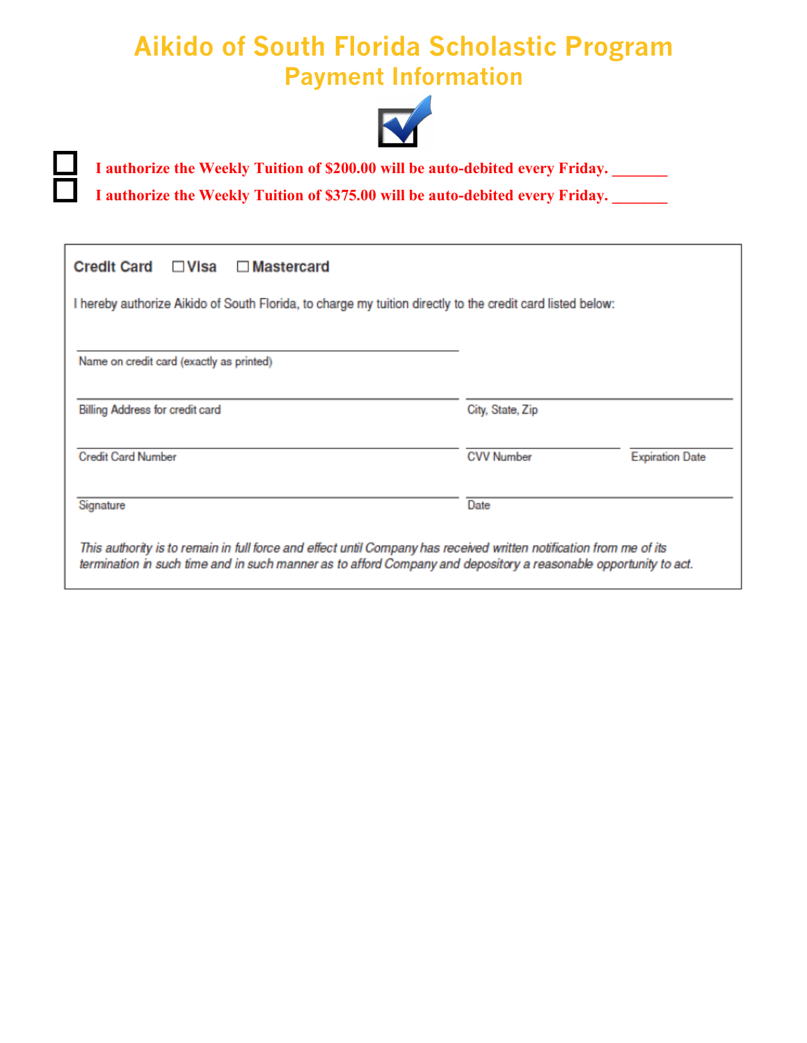# Aikido of South Florida Scholastic Program

## Payment Information

☐ **I authorize the Weekly Tuition of $200.00 will be auto-debited every Friday. _______**

☐ **I authorize the Weekly Tuition of $375.00 will be auto-debited every Friday. _______**

**Credit Card** ☐ **Visa** ☐ **Mastercard**

I hereby authorize Aikido of South Florida, to charge my tuition directly to the credit card listed below:

Name on credit card (exactly as printed) ______________________________

Billing Address for credit card ______________________________ City, State, Zip ______________________________

Credit Card Number ______________________________ CVV Number ______________ Expiration Date ______________

Signature ______________________________ Date ______________________________

*This authority is to remain in full force and effect until Company has received written notification from me of its termination in such time and in such manner as to afford Company and depository a reasonable opportunity to act.*